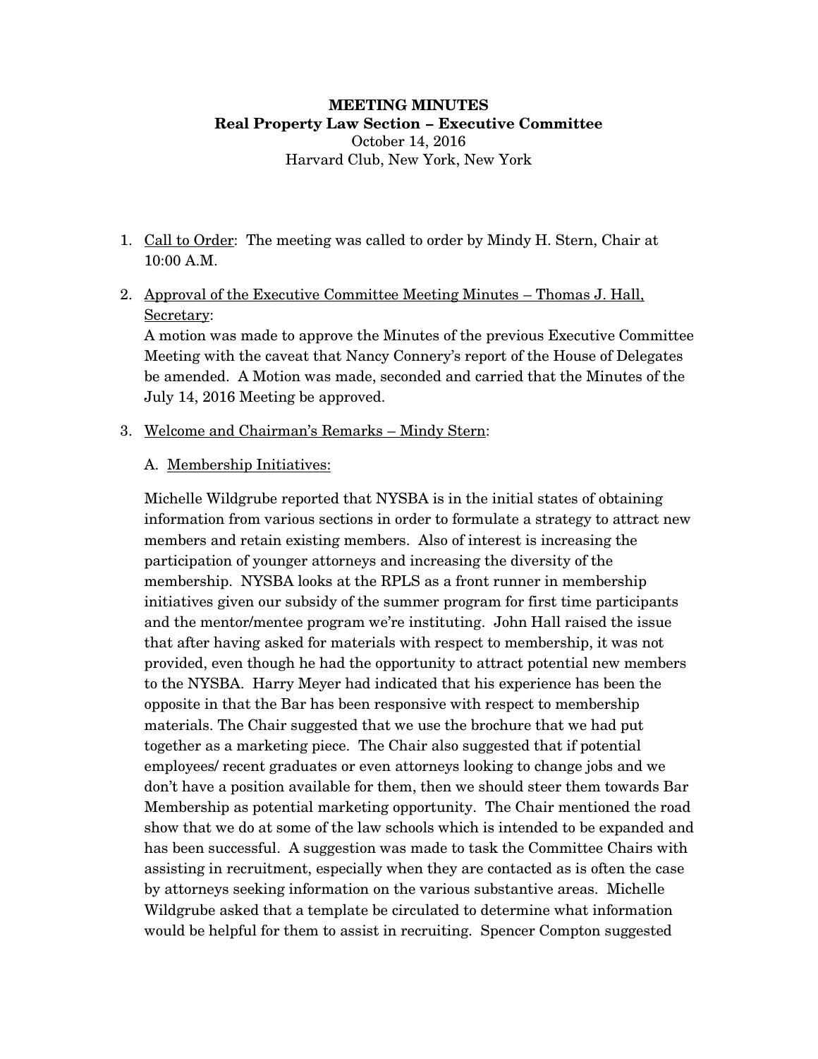**MEETING MINUTES**
**Real Property Law Section – Executive Committee**
October 14, 2016
Harvard Club, New York, New York

1. Call to Order: The meeting was called to order by Mindy H. Stern, Chair at 10:00 A.M.

2. Approval of the Executive Committee Meeting Minutes – Thomas J. Hall, Secretary:
   A motion was made to approve the Minutes of the previous Executive Committee Meeting with the caveat that Nancy Connery's report of the House of Delegates be amended. A Motion was made, seconded and carried that the Minutes of the July 14, 2016 Meeting be approved.

3. Welcome and Chairman's Remarks – Mindy Stern:

   A. Membership Initiatives:

   Michelle Wildgrube reported that NYSBA is in the initial states of obtaining information from various sections in order to formulate a strategy to attract new members and retain existing members. Also of interest is increasing the participation of younger attorneys and increasing the diversity of the membership. NYSBA looks at the RPLS as a front runner in membership initiatives given our subsidy of the summer program for first time participants and the mentor/mentee program we're instituting. John Hall raised the issue that after having asked for materials with respect to membership, it was not provided, even though he had the opportunity to attract potential new members to the NYSBA. Harry Meyer had indicated that his experience has been the opposite in that the Bar has been responsive with respect to membership materials. The Chair suggested that we use the brochure that we had put together as a marketing piece. The Chair also suggested that if potential employees/ recent graduates or even attorneys looking to change jobs and we don't have a position available for them, then we should steer them towards Bar Membership as potential marketing opportunity. The Chair mentioned the road show that we do at some of the law schools which is intended to be expanded and has been successful. A suggestion was made to task the Committee Chairs with assisting in recruitment, especially when they are contacted as is often the case by attorneys seeking information on the various substantive areas. Michelle Wildgrube asked that a template be circulated to determine what information would be helpful for them to assist in recruiting. Spencer Compton suggested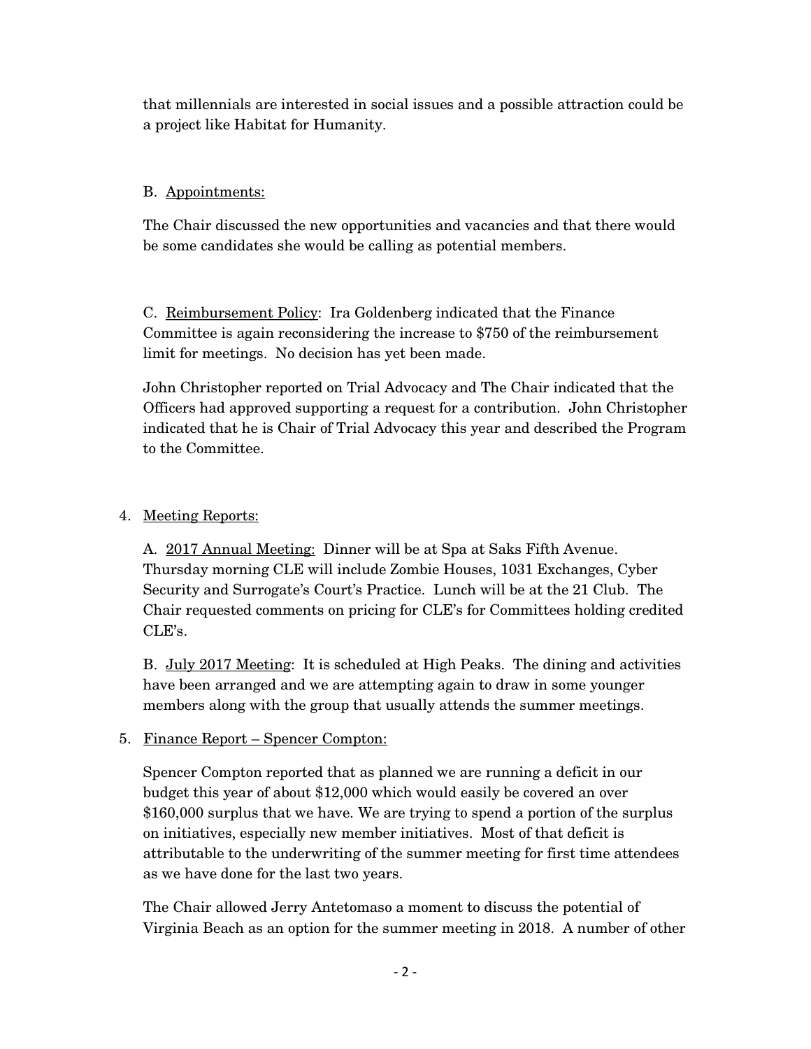that millennials are interested in social issues and a possible attraction could be a project like Habitat for Humanity.

B. Appointments:

The Chair discussed the new opportunities and vacancies and that there would be some candidates she would be calling as potential members.

C. Reimbursement Policy: Ira Goldenberg indicated that the Finance Committee is again reconsidering the increase to $750 of the reimbursement limit for meetings. No decision has yet been made.

John Christopher reported on Trial Advocacy and The Chair indicated that the Officers had approved supporting a request for a contribution. John Christopher indicated that he is Chair of Trial Advocacy this year and described the Program to the Committee.

4. Meeting Reports:

A. 2017 Annual Meeting: Dinner will be at Spa at Saks Fifth Avenue. Thursday morning CLE will include Zombie Houses, 1031 Exchanges, Cyber Security and Surrogate's Court's Practice. Lunch will be at the 21 Club. The Chair requested comments on pricing for CLE's for Committees holding credited CLE's.

B. July 2017 Meeting: It is scheduled at High Peaks. The dining and activities have been arranged and we are attempting again to draw in some younger members along with the group that usually attends the summer meetings.

5. Finance Report – Spencer Compton:

Spencer Compton reported that as planned we are running a deficit in our budget this year of about $12,000 which would easily be covered an over $160,000 surplus that we have. We are trying to spend a portion of the surplus on initiatives, especially new member initiatives. Most of that deficit is attributable to the underwriting of the summer meeting for first time attendees as we have done for the last two years.

The Chair allowed Jerry Antetomaso a moment to discuss the potential of Virginia Beach as an option for the summer meeting in 2018. A number of other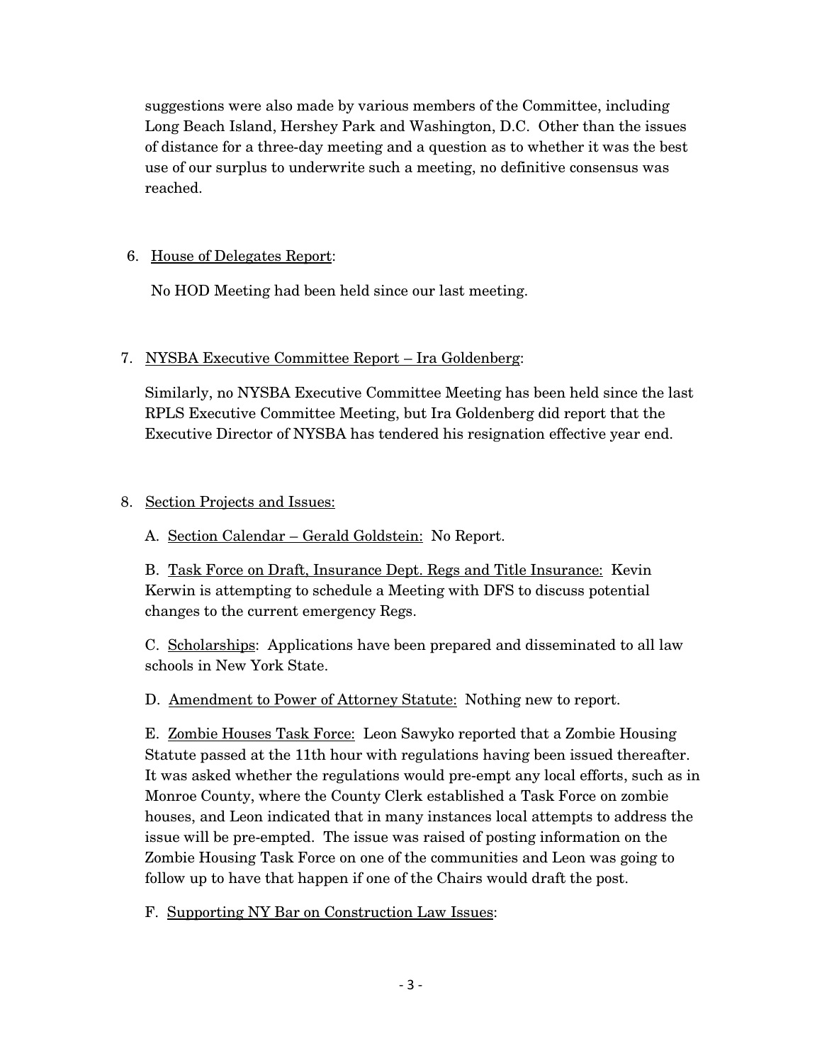suggestions were also made by various members of the Committee, including Long Beach Island, Hershey Park and Washington, D.C. Other than the issues of distance for a three-day meeting and a question as to whether it was the best use of our surplus to underwrite such a meeting, no definitive consensus was reached.

6. <u>House of Delegates Report</u>:

   No HOD Meeting had been held since our last meeting.

7. <u>NYSBA Executive Committee Report – Ira Goldenberg</u>:

   Similarly, no NYSBA Executive Committee Meeting has been held since the last RPLS Executive Committee Meeting, but Ira Goldenberg did report that the Executive Director of NYSBA has tendered his resignation effective year end.

8. <u>Section Projects and Issues:</u>

   A. <u>Section Calendar – Gerald Goldstein:</u> No Report.

   B. <u>Task Force on Draft, Insurance Dept. Regs and Title Insurance:</u> Kevin Kerwin is attempting to schedule a Meeting with DFS to discuss potential changes to the current emergency Regs.

   C. <u>Scholarships</u>: Applications have been prepared and disseminated to all law schools in New York State.

   D. <u>Amendment to Power of Attorney Statute:</u> Nothing new to report.

   E. <u>Zombie Houses Task Force:</u> Leon Sawyko reported that a Zombie Housing Statute passed at the 11th hour with regulations having been issued thereafter. It was asked whether the regulations would pre-empt any local efforts, such as in Monroe County, where the County Clerk established a Task Force on zombie houses, and Leon indicated that in many instances local attempts to address the issue will be pre-empted. The issue was raised of posting information on the Zombie Housing Task Force on one of the communities and Leon was going to follow up to have that happen if one of the Chairs would draft the post.

   F. <u>Supporting NY Bar on Construction Law Issues</u>: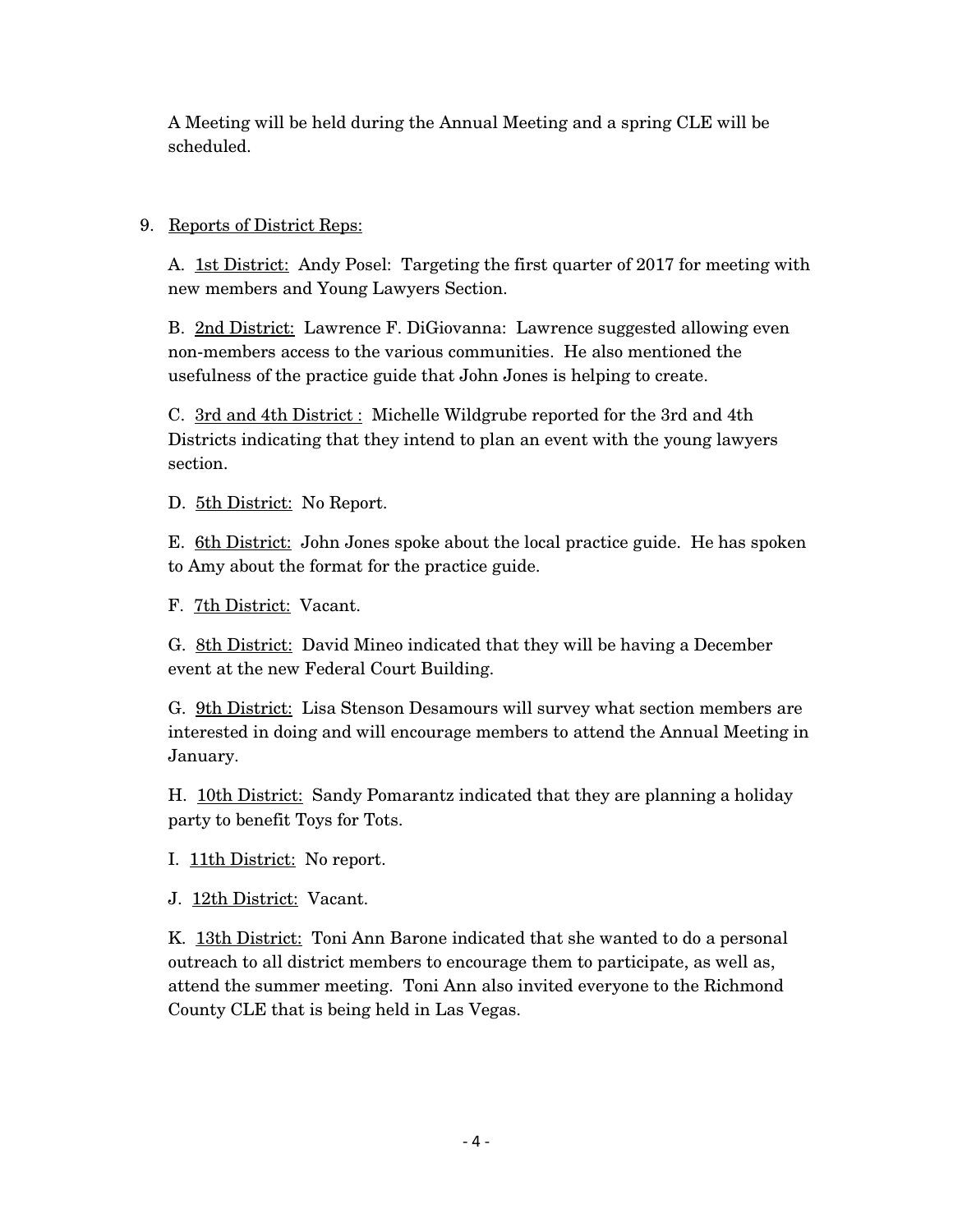A Meeting will be held during the Annual Meeting and a spring CLE will be scheduled.

9. Reports of District Reps:

   A. 1st District: Andy Posel: Targeting the first quarter of 2017 for meeting with new members and Young Lawyers Section.

   B. 2nd District: Lawrence F. DiGiovanna: Lawrence suggested allowing even non-members access to the various communities. He also mentioned the usefulness of the practice guide that John Jones is helping to create.

   C. 3rd and 4th District : Michelle Wildgrube reported for the 3rd and 4th Districts indicating that they intend to plan an event with the young lawyers section.

   D. 5th District: No Report.

   E. 6th District: John Jones spoke about the local practice guide. He has spoken to Amy about the format for the practice guide.

   F. 7th District: Vacant.

   G. 8th District: David Mineo indicated that they will be having a December event at the new Federal Court Building.

   G. 9th District: Lisa Stenson Desamours will survey what section members are interested in doing and will encourage members to attend the Annual Meeting in January.

   H. 10th District: Sandy Pomarantz indicated that they are planning a holiday party to benefit Toys for Tots.

   I. 11th District: No report.

   J. 12th District: Vacant.

   K. 13th District: Toni Ann Barone indicated that she wanted to do a personal outreach to all district members to encourage them to participate, as well as, attend the summer meeting. Toni Ann also invited everyone to the Richmond County CLE that is being held in Las Vegas.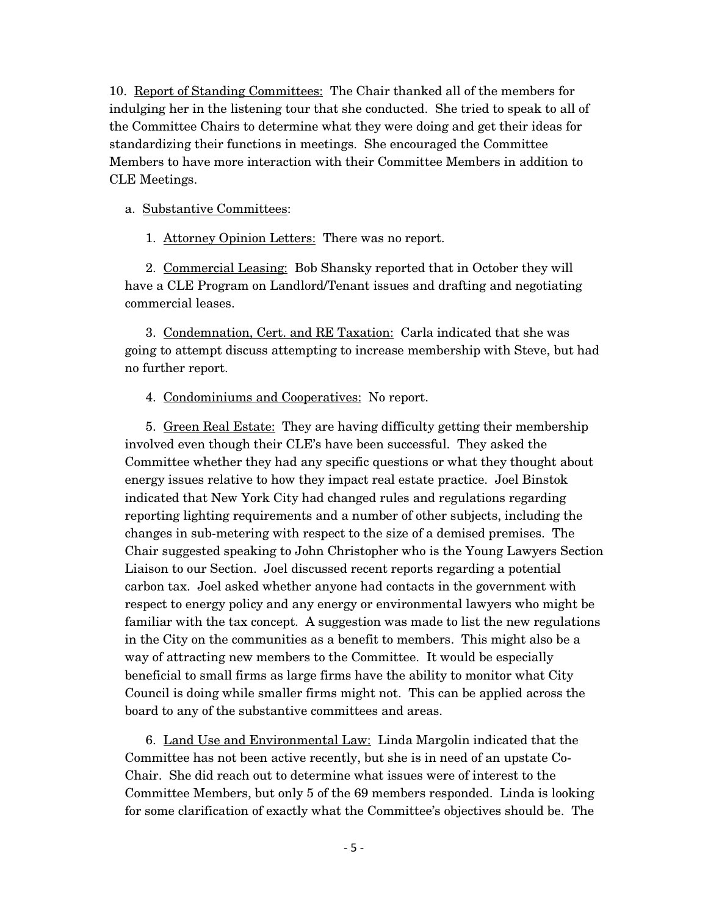10. <u>Report of Standing Committees:</u> The Chair thanked all of the members for indulging her in the listening tour that she conducted. She tried to speak to all of the Committee Chairs to determine what they were doing and get their ideas for standardizing their functions in meetings. She encouraged the Committee Members to have more interaction with their Committee Members in addition to CLE Meetings.

a. <u>Substantive Committees</u>:

1. <u>Attorney Opinion Letters:</u> There was no report.

2. <u>Commercial Leasing:</u> Bob Shansky reported that in October they will have a CLE Program on Landlord/Tenant issues and drafting and negotiating commercial leases.

3. <u>Condemnation, Cert. and RE Taxation:</u> Carla indicated that she was going to attempt discuss attempting to increase membership with Steve, but had no further report.

4. <u>Condominiums and Cooperatives:</u> No report.

5. <u>Green Real Estate:</u> They are having difficulty getting their membership involved even though their CLE's have been successful. They asked the Committee whether they had any specific questions or what they thought about energy issues relative to how they impact real estate practice. Joel Binstok indicated that New York City had changed rules and regulations regarding reporting lighting requirements and a number of other subjects, including the changes in sub-metering with respect to the size of a demised premises. The Chair suggested speaking to John Christopher who is the Young Lawyers Section Liaison to our Section. Joel discussed recent reports regarding a potential carbon tax. Joel asked whether anyone had contacts in the government with respect to energy policy and any energy or environmental lawyers who might be familiar with the tax concept. A suggestion was made to list the new regulations in the City on the communities as a benefit to members. This might also be a way of attracting new members to the Committee. It would be especially beneficial to small firms as large firms have the ability to monitor what City Council is doing while smaller firms might not. This can be applied across the board to any of the substantive committees and areas.

6. <u>Land Use and Environmental Law:</u> Linda Margolin indicated that the Committee has not been active recently, but she is in need of an upstate Co-Chair. She did reach out to determine what issues were of interest to the Committee Members, but only 5 of the 69 members responded. Linda is looking for some clarification of exactly what the Committee's objectives should be. The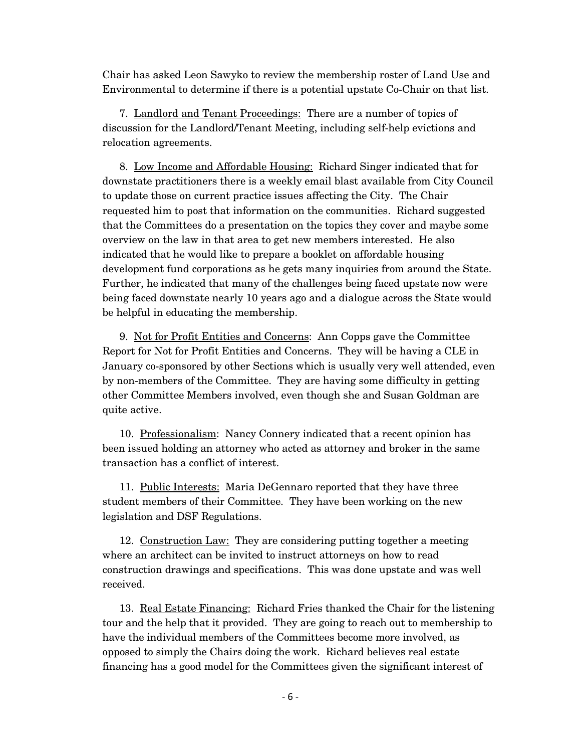Chair has asked Leon Sawyko to review the membership roster of Land Use and Environmental to determine if there is a potential upstate Co-Chair on that list.

7. <u>Landlord and Tenant Proceedings:</u> There are a number of topics of discussion for the Landlord/Tenant Meeting, including self-help evictions and relocation agreements.

8. <u>Low Income and Affordable Housing:</u> Richard Singer indicated that for downstate practitioners there is a weekly email blast available from City Council to update those on current practice issues affecting the City. The Chair requested him to post that information on the communities. Richard suggested that the Committees do a presentation on the topics they cover and maybe some overview on the law in that area to get new members interested. He also indicated that he would like to prepare a booklet on affordable housing development fund corporations as he gets many inquiries from around the State. Further, he indicated that many of the challenges being faced upstate now were being faced downstate nearly 10 years ago and a dialogue across the State would be helpful in educating the membership.

9. <u>Not for Profit Entities and Concerns</u>: Ann Copps gave the Committee Report for Not for Profit Entities and Concerns. They will be having a CLE in January co-sponsored by other Sections which is usually very well attended, even by non-members of the Committee. They are having some difficulty in getting other Committee Members involved, even though she and Susan Goldman are quite active.

10. <u>Professionalism</u>: Nancy Connery indicated that a recent opinion has been issued holding an attorney who acted as attorney and broker in the same transaction has a conflict of interest.

11. <u>Public Interests:</u> Maria DeGennaro reported that they have three student members of their Committee. They have been working on the new legislation and DSF Regulations.

12. <u>Construction Law:</u> They are considering putting together a meeting where an architect can be invited to instruct attorneys on how to read construction drawings and specifications. This was done upstate and was well received.

13. <u>Real Estate Financing:</u> Richard Fries thanked the Chair for the listening tour and the help that it provided. They are going to reach out to membership to have the individual members of the Committees become more involved, as opposed to simply the Chairs doing the work. Richard believes real estate financing has a good model for the Committees given the significant interest of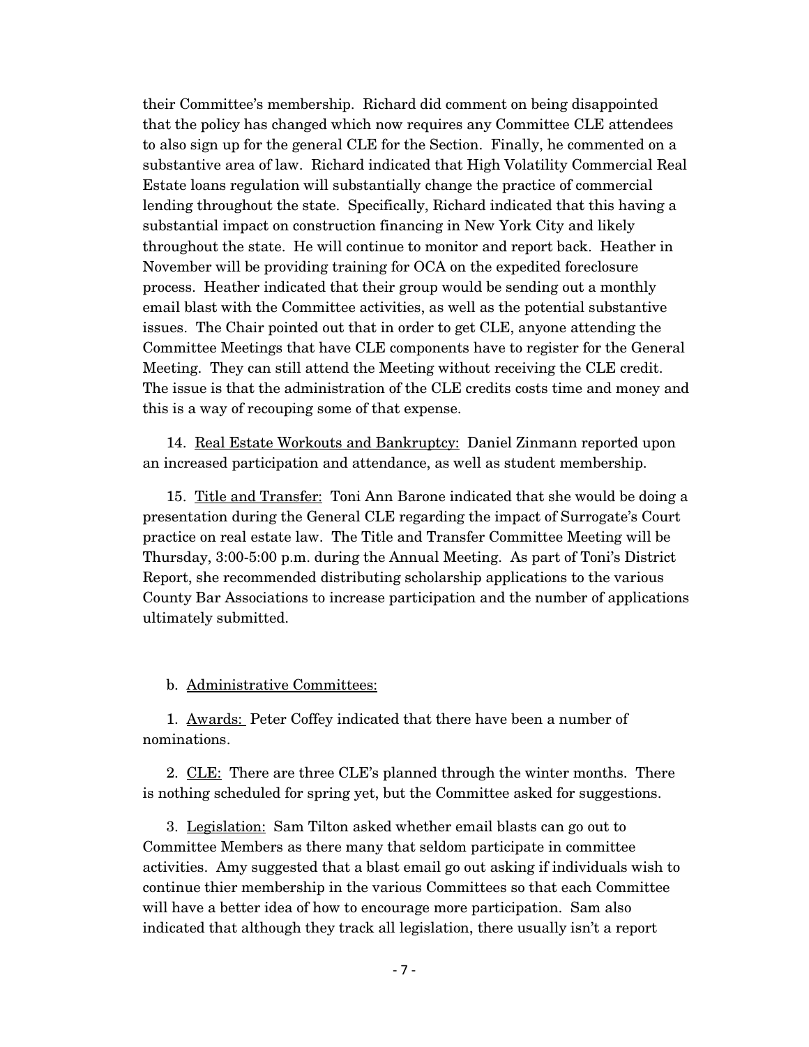their Committee's membership. Richard did comment on being disappointed that the policy has changed which now requires any Committee CLE attendees to also sign up for the general CLE for the Section. Finally, he commented on a substantive area of law. Richard indicated that High Volatility Commercial Real Estate loans regulation will substantially change the practice of commercial lending throughout the state. Specifically, Richard indicated that this having a substantial impact on construction financing in New York City and likely throughout the state. He will continue to monitor and report back. Heather in November will be providing training for OCA on the expedited foreclosure process. Heather indicated that their group would be sending out a monthly email blast with the Committee activities, as well as the potential substantive issues. The Chair pointed out that in order to get CLE, anyone attending the Committee Meetings that have CLE components have to register for the General Meeting. They can still attend the Meeting without receiving the CLE credit. The issue is that the administration of the CLE credits costs time and money and this is a way of recouping some of that expense.

14. Real Estate Workouts and Bankruptcy: Daniel Zinmann reported upon an increased participation and attendance, as well as student membership.

15. Title and Transfer: Toni Ann Barone indicated that she would be doing a presentation during the General CLE regarding the impact of Surrogate's Court practice on real estate law. The Title and Transfer Committee Meeting will be Thursday, 3:00-5:00 p.m. during the Annual Meeting. As part of Toni's District Report, she recommended distributing scholarship applications to the various County Bar Associations to increase participation and the number of applications ultimately submitted.

b. Administrative Committees:

1. Awards: Peter Coffey indicated that there have been a number of nominations.

2. CLE: There are three CLE's planned through the winter months. There is nothing scheduled for spring yet, but the Committee asked for suggestions.

3. Legislation: Sam Tilton asked whether email blasts can go out to Committee Members as there many that seldom participate in committee activities. Amy suggested that a blast email go out asking if individuals wish to continue thier membership in the various Committees so that each Committee will have a better idea of how to encourage more participation. Sam also indicated that although they track all legislation, there usually isn't a report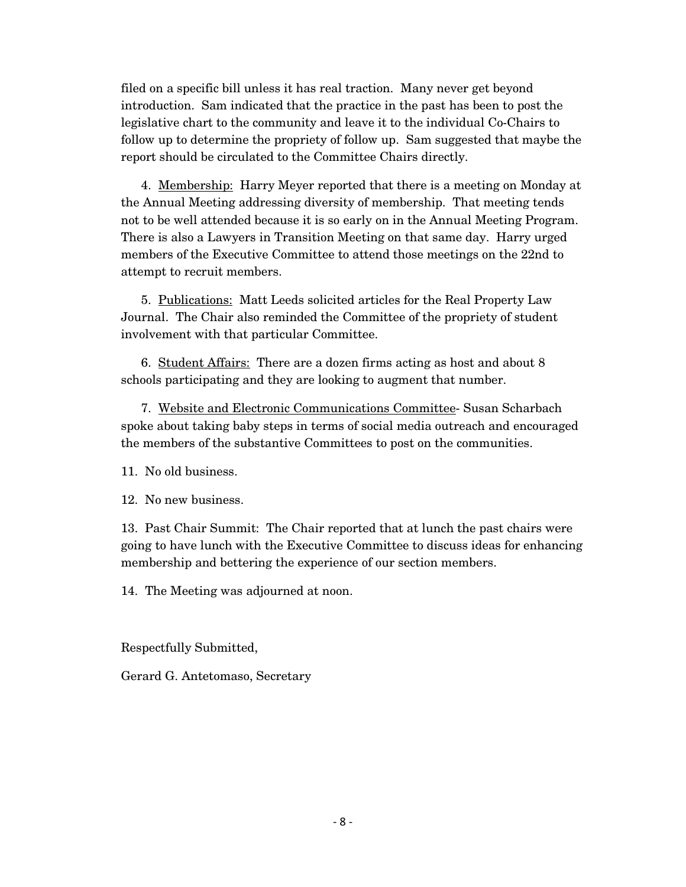filed on a specific bill unless it has real traction. Many never get beyond introduction. Sam indicated that the practice in the past has been to post the legislative chart to the community and leave it to the individual Co-Chairs to follow up to determine the propriety of follow up. Sam suggested that maybe the report should be circulated to the Committee Chairs directly.

4. <u>Membership:</u> Harry Meyer reported that there is a meeting on Monday at the Annual Meeting addressing diversity of membership. That meeting tends not to be well attended because it is so early on in the Annual Meeting Program. There is also a Lawyers in Transition Meeting on that same day. Harry urged members of the Executive Committee to attend those meetings on the 22nd to attempt to recruit members.

5. <u>Publications:</u> Matt Leeds solicited articles for the Real Property Law Journal. The Chair also reminded the Committee of the propriety of student involvement with that particular Committee.

6. <u>Student Affairs:</u> There are a dozen firms acting as host and about 8 schools participating and they are looking to augment that number.

7. <u>Website and Electronic Communications Committee</u>- Susan Scharbach spoke about taking baby steps in terms of social media outreach and encouraged the members of the substantive Committees to post on the communities.

11. No old business.

12. No new business.

13. Past Chair Summit: The Chair reported that at lunch the past chairs were going to have lunch with the Executive Committee to discuss ideas for enhancing membership and bettering the experience of our section members.

14. The Meeting was adjourned at noon.

Respectfully Submitted,

Gerard G. Antetomaso, Secretary